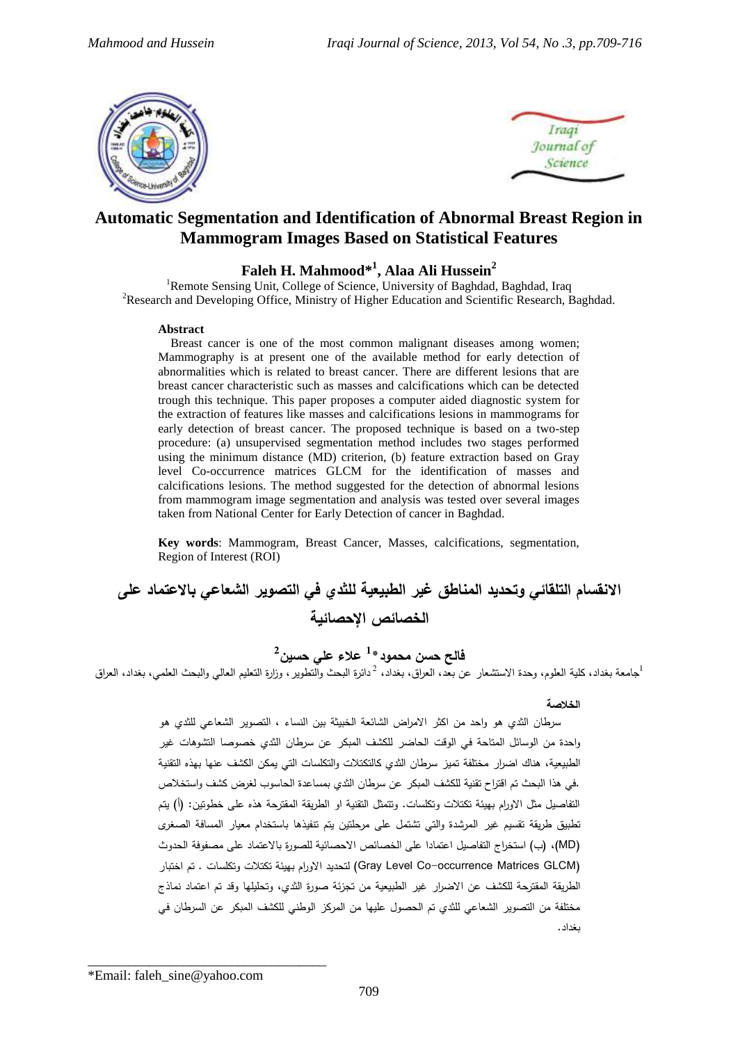# Automatic Segmentation and Identification of Abnormal Breast Region in Mammogram Images Based on Statistical Features

**Faleh H. Mahmood*[1], Alaa Ali Hussein[2]**

[1]Remote Sensing Unit, College of Science, University of Baghdad, Baghdad, Iraq
[2]Research and Developing Office, Ministry of Higher Education and Scientific Research, Baghdad.

### Abstract

Breast cancer is one of the most common malignant diseases among women; Mammography is at present one of the available method for early detection of abnormalities which is related to breast cancer. There are different lesions that are breast cancer characteristic such as masses and calcifications which can be detected trough this technique. This paper proposes a computer aided diagnostic system for the extraction of features like masses and calcifications lesions in mammograms for early detection of breast cancer. The proposed technique is based on a two-step procedure: (a) unsupervised segmentation method includes two stages performed using the minimum distance (MD) criterion, (b) feature extraction based on Gray level Co-occurrence matrices GLCM for the identification of masses and calcifications lesions. The method suggested for the detection of abnormal lesions from mammogram image segmentation and analysis was tested over several images taken from National Center for Early Detection of cancer in Baghdad.

**Key words**: Mammogram, Breast Cancer, Masses, calcifications, segmentation, Region of Interest (ROI)

# الانقسام التلقائي وتحديد المناطق غير الطبيعية للثدي في التصوير الشعاعي بالاعتماد على الخصائص الإحصائية

**فالح حسن محمود*[1] علاء علي حسين[2]**

[1]جامعة بغداد، كلية العلوم، وحدة الاستشعار عن بعد، العراق، بغداد، [2] دائرة البحث والتطوير، وزارة التعليم العالي والبحث العلمي، بغداد، العراق

### الخلاصة

سرطان الثدي هو واحد من اكثر الامراض الشائعة الخبيثة بين النساء ، التصوير الشعاعي للثدي هو واحدة من الوسائل المتاحة في الوقت الحاضر للكشف المبكر عن سرطان الثدي خصوصا التشوهات غير الطبيعية، هناك اضرار مختلفة تميز سرطان الثدي كالتكتلات والتكلسات التي يمكن الكشف عنها بهذه التقنية .في هذا البحث تم اقتراح تقنية للكشف المبكر عن سرطان الثدي بمساعدة الحاسوب لغرض كشف واستخلاص التفاصيل مثل الاورام بهيئة تكتلات وتكلسات. وتتمثل التقنية او الطريقة المقترحة هذه على خطوتين: (أ) يتم تطبيق طريقة تقسيم غير المرشدة والتي تشتمل على مرحلتين يتم تنفيذها باستخدام معيار المسافة الصغرى (MD)، (ب) استخراج التفاصيل اعتمادا على الخصائص الاحصائية للصورة بالاعتماد على مصفوفة الحدوث (Gray Level Co-occurrence Matrices GLCM) لتحديد الاورام بهيئة تكتلات وتكلسات . تم اختبار الطريقة المقترحة للكشف عن الاضرار غير الطبيعية من تجزئة صورة الثدي، وتحليلها وقد تم اعتماد نماذج مختلفة من التصوير الشعاعي للثدي تم الحصول عليها من المركز الوطني للكشف المبكر عن السرطان في بغداد.

*Email: faleh_sine@yahoo.com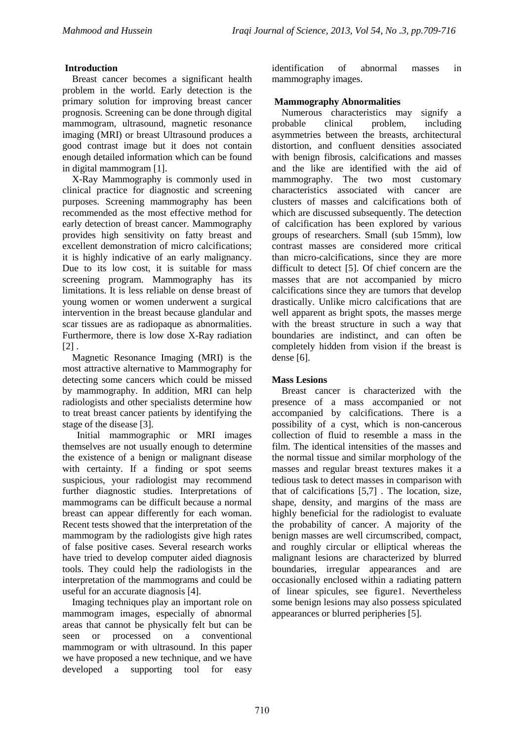## Introduction

Breast cancer becomes a significant health problem in the world. Early detection is the primary solution for improving breast cancer prognosis. Screening can be done through digital mammogram, ultrasound, magnetic resonance imaging (MRI) or breast Ultrasound produces a good contrast image but it does not contain enough detailed information which can be found in digital mammogram [1].

X-Ray Mammography is commonly used in clinical practice for diagnostic and screening purposes. Screening mammography has been recommended as the most effective method for early detection of breast cancer. Mammography provides high sensitivity on fatty breast and excellent demonstration of micro calcifications; it is highly indicative of an early malignancy. Due to its low cost, it is suitable for mass screening program. Mammography has its limitations. It is less reliable on dense breast of young women or women underwent a surgical intervention in the breast because glandular and scar tissues are as radiopaque as abnormalities. Furthermore, there is low dose X-Ray radiation [2] .

Magnetic Resonance Imaging (MRI) is the most attractive alternative to Mammography for detecting some cancers which could be missed by mammography. In addition, MRI can help radiologists and other specialists determine how to treat breast cancer patients by identifying the stage of the disease [3].

Initial mammographic or MRI images themselves are not usually enough to determine the existence of a benign or malignant disease with certainty. If a finding or spot seems suspicious, your radiologist may recommend further diagnostic studies. Interpretations of mammograms can be difficult because a normal breast can appear differently for each woman. Recent tests showed that the interpretation of the mammogram by the radiologists give high rates of false positive cases. Several research works have tried to develop computer aided diagnosis tools. They could help the radiologists in the interpretation of the mammograms and could be useful for an accurate diagnosis [4].

Imaging techniques play an important role on mammogram images, especially of abnormal areas that cannot be physically felt but can be seen or processed on a conventional mammogram or with ultrasound. In this paper we have proposed a new technique, and we have developed a supporting tool for easy identification of abnormal masses in mammography images.

## Mammography Abnormalities

Numerous characteristics may signify a probable clinical problem, including asymmetries between the breasts, architectural distortion, and confluent densities associated with benign fibrosis, calcifications and masses and the like are identified with the aid of mammography. The two most customary characteristics associated with cancer are clusters of masses and calcifications both of which are discussed subsequently. The detection of calcification has been explored by various groups of researchers. Small (sub 15mm), low contrast masses are considered more critical than micro-calcifications, since they are more difficult to detect [5]. Of chief concern are the masses that are not accompanied by micro calcifications since they are tumors that develop drastically. Unlike micro calcifications that are well apparent as bright spots, the masses merge with the breast structure in such a way that boundaries are indistinct, and can often be completely hidden from vision if the breast is dense [6].

## Mass Lesions

Breast cancer is characterized with the presence of a mass accompanied or not accompanied by calcifications. There is a possibility of a cyst, which is non-cancerous collection of fluid to resemble a mass in the film. The identical intensities of the masses and the normal tissue and similar morphology of the masses and regular breast textures makes it a tedious task to detect masses in comparison with that of calcifications [5,7] . The location, size, shape, density, and margins of the mass are highly beneficial for the radiologist to evaluate the probability of cancer. A majority of the benign masses are well circumscribed, compact, and roughly circular or elliptical whereas the malignant lesions are characterized by blurred boundaries, irregular appearances and are occasionally enclosed within a radiating pattern of linear spicules, see figure1. Nevertheless some benign lesions may also possess spiculated appearances or blurred peripheries [5].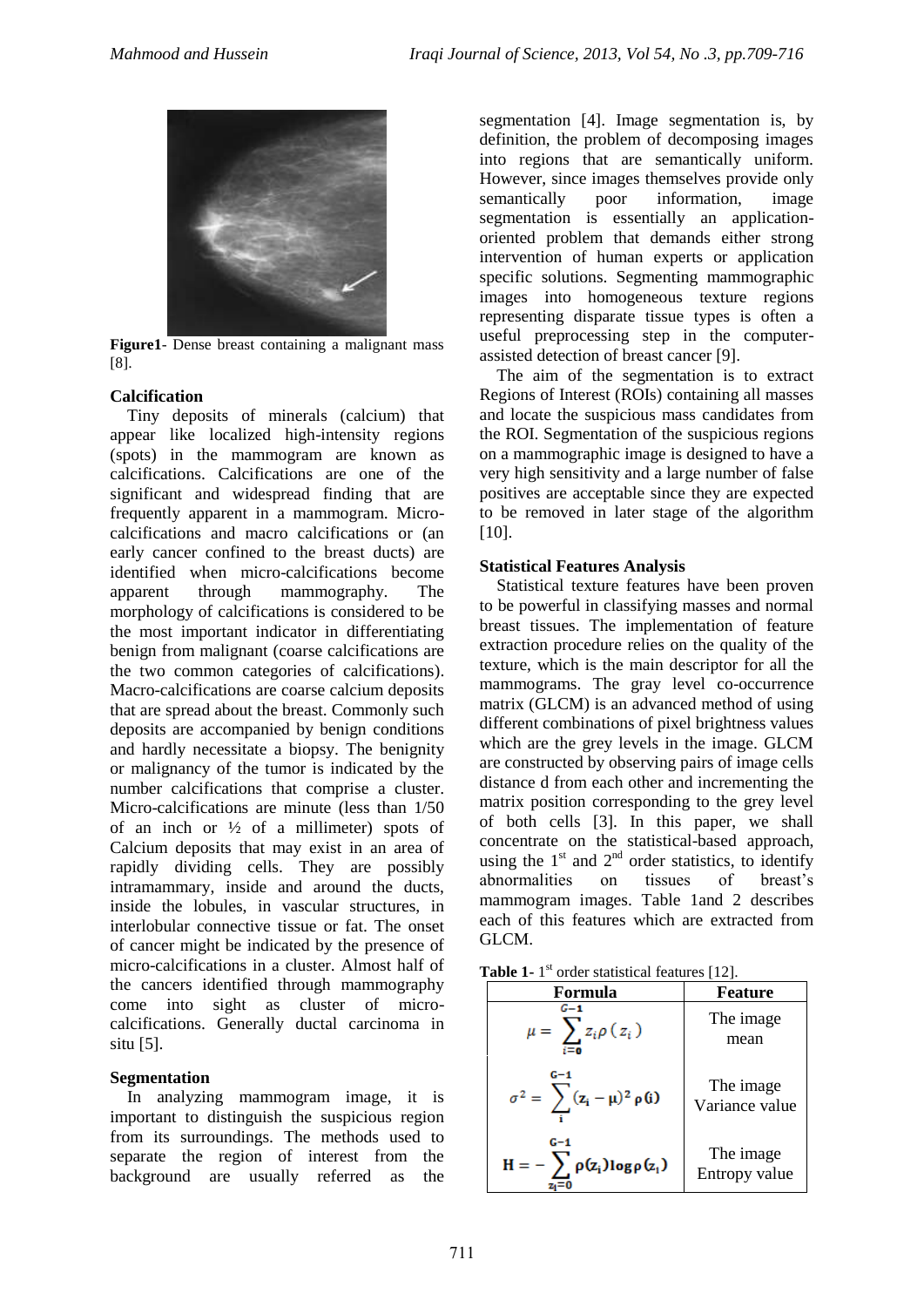Figure1- Dense breast containing a malignant mass [8].

### Calcification

Tiny deposits of minerals (calcium) that appear like localized high-intensity regions (spots) in the mammogram are known as calcifications. Calcifications are one of the significant and widespread finding that are frequently apparent in a mammogram. Micro-calcifications and macro calcifications or (an early cancer confined to the breast ducts) are identified when micro-calcifications become apparent through mammography. The morphology of calcifications is considered to be the most important indicator in differentiating benign from malignant (coarse calcifications are the two common categories of calcifications). Macro-calcifications are coarse calcium deposits that are spread about the breast. Commonly such deposits are accompanied by benign conditions and hardly necessitate a biopsy. The benignity or malignancy of the tumor is indicated by the number calcifications that comprise a cluster. Micro-calcifications are minute (less than 1/50 of an inch or ½ of a millimeter) spots of Calcium deposits that may exist in an area of rapidly dividing cells. They are possibly intramammary, inside and around the ducts, inside the lobules, in vascular structures, in interlobular connective tissue or fat. The onset of cancer might be indicated by the presence of micro-calcifications in a cluster. Almost half of the cancers identified through mammography come into sight as cluster of micro-calcifications. Generally ductal carcinoma in situ [5].

### Segmentation

In analyzing mammogram image, it is important to distinguish the suspicious region from its surroundings. The methods used to separate the region of interest from the background are usually referred as the segmentation [4]. Image segmentation is, by definition, the problem of decomposing images into regions that are semantically uniform. However, since images themselves provide only semantically poor information, image segmentation is essentially an application-oriented problem that demands either strong intervention of human experts or application specific solutions. Segmenting mammographic images into homogeneous texture regions representing disparate tissue types is often a useful preprocessing step in the computer-assisted detection of breast cancer [9].

The aim of the segmentation is to extract Regions of Interest (ROIs) containing all masses and locate the suspicious mass candidates from the ROI. Segmentation of the suspicious regions on a mammographic image is designed to have a very high sensitivity and a large number of false positives are acceptable since they are expected to be removed in later stage of the algorithm [10].

### Statistical Features Analysis

Statistical texture features have been proven to be powerful in classifying masses and normal breast tissues. The implementation of feature extraction procedure relies on the quality of the texture, which is the main descriptor for all the mammograms. The gray level co-occurrence matrix (GLCM) is an advanced method of using different combinations of pixel brightness values which are the grey levels in the image. GLCM are constructed by observing pairs of image cells distance d from each other and incrementing the matrix position corresponding to the grey level of both cells [3]. In this paper, we shall concentrate on the statistical-based approach, using the 1st and 2nd order statistics, to identify abnormalities on tissues of breast's mammogram images. Table 1and 2 describes each of this features which are extracted from GLCM.

**Table 1-** 1st order statistical features [12].

| Formula | Feature |
|---|---|
| $\mu = \sum_{i=0}^{G-1} z_i \rho(z_i)$ | The image mean |
| $\sigma^2 = \sum_{i}^{G-1} (z_i - \mu)^2 \rho(i)$ | The image Variance value |
| $H = -\sum_{z_i=0}^{G-1} \rho(z_i) \log \rho(z_i)$ | The image Entropy value |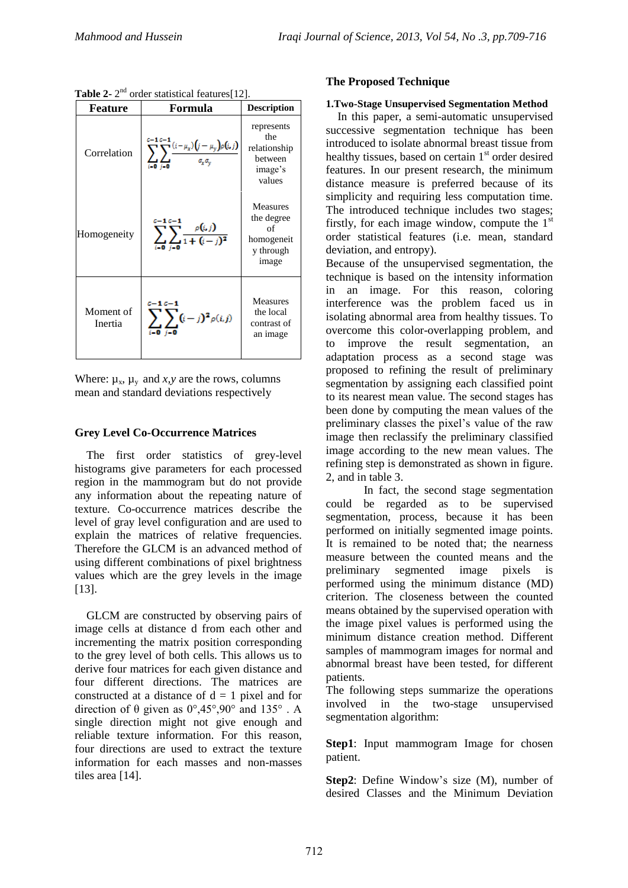**Table 2-** $2^{nd}$ order statistical features[12].

| Feature | Formula | Description |
|---|---|---|
| Correlation | $\sum_{i=0}^{G-1}\sum_{j=0}^{G-1}\frac{(i-\mu_x)(j-\mu_y)\rho(i,j)}{\sigma_x\sigma_y}$ | represents the relationship between image's values |
| Homogeneity | $\sum_{i=0}^{G-1}\sum_{j=0}^{G-1}\frac{\rho(i,j)}{1+(i-j)^2}$ | Measures the degree of homogeneity through image |
| Moment of Inertia | $\sum_{i=0}^{G-1}\sum_{j=0}^{G-1}(i-j)^2\rho(i,j)$ | Measures the local contrast of an image |

Where: $\mu_x$, $\mu_y$ and $x,y$ are the rows, columns mean and standard deviations respectively

## Grey Level Co-Occurrence Matrices

The first order statistics of grey-level histograms give parameters for each processed region in the mammogram but do not provide any information about the repeating nature of texture. Co-occurrence matrices describe the level of gray level configuration and are used to explain the matrices of relative frequencies. Therefore the GLCM is an advanced method of using different combinations of pixel brightness values which are the grey levels in the image [13].

GLCM are constructed by observing pairs of image cells at distance d from each other and incrementing the matrix position corresponding to the grey level of both cells. This allows us to derive four matrices for each given distance and four different directions. The matrices are constructed at a distance of d = 1 pixel and for direction of θ given as 0°,45°,90° and 135° . A single direction might not give enough and reliable texture information. For this reason, four directions are used to extract the texture information for each masses and non-masses tiles area [14].

## The Proposed Technique

### 1.Two-Stage Unsupervised Segmentation Method

In this paper, a semi-automatic unsupervised successive segmentation technique has been introduced to isolate abnormal breast tissue from healthy tissues, based on certain 1st order desired features. In our present research, the minimum distance measure is preferred because of its simplicity and requiring less computation time. The introduced technique includes two stages; firstly, for each image window, compute the 1st order statistical features (i.e. mean, standard deviation, and entropy).

Because of the unsupervised segmentation, the technique is based on the intensity information in an image. For this reason, coloring interference was the problem faced us in isolating abnormal area from healthy tissues. To overcome this color-overlapping problem, and to improve the result segmentation, an adaptation process as a second stage was proposed to refining the result of preliminary segmentation by assigning each classified point to its nearest mean value. The second stages has been done by computing the mean values of the preliminary classes the pixel's value of the raw image then reclassify the preliminary classified image according to the new mean values. The refining step is demonstrated as shown in figure. 2, and in table 3.

In fact, the second stage segmentation could be regarded as to be supervised segmentation, process, because it has been performed on initially segmented image points. It is remained to be noted that; the nearness measure between the counted means and the preliminary segmented image pixels is performed using the minimum distance (MD) criterion. The closeness between the counted means obtained by the supervised operation with the image pixel values is performed using the minimum distance creation method. Different samples of mammogram images for normal and abnormal breast have been tested, for different patients.

The following steps summarize the operations involved in the two-stage unsupervised segmentation algorithm:

**Step1**: Input mammogram Image for chosen patient.

**Step2**: Define Window's size (M), number of desired Classes and the Minimum Deviation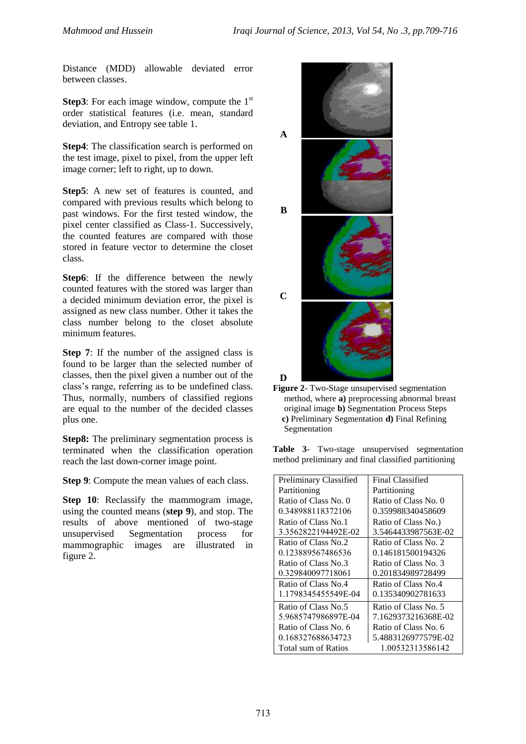Distance (MDD) allowable deviated error between classes.

**Step3**: For each image window, compute the 1st order statistical features (i.e. mean, standard deviation, and Entropy see table 1.

**Step4**: The classification search is performed on the test image, pixel to pixel, from the upper left image corner; left to right, up to down.

**Step5**: A new set of features is counted, and compared with previous results which belong to past windows. For the first tested window, the pixel center classified as Class-1. Successively, the counted features are compared with those stored in feature vector to determine the closet class.

**Step6**: If the difference between the newly counted features with the stored was larger than a decided minimum deviation error, the pixel is assigned as new class number. Other it takes the class number belong to the closet absolute minimum features.

**Step 7**: If the number of the assigned class is found to be larger than the selected number of classes, then the pixel given a number out of the class's range, referring as to be undefined class. Thus, normally, numbers of classified regions are equal to the number of the decided classes plus one.

**Step8:** The preliminary segmentation process is terminated when the classification operation reach the last down-corner image point.

**Step 9**: Compute the mean values of each class.

**Step 10**: Reclassify the mammogram image, using the counted means (**step 9**), and stop. The results of above mentioned of two-stage unsupervised Segmentation process for mammographic images are illustrated in figure 2.

A

B

C

D

**Figure 2**- Two-Stage unsupervised segmentation method, where **a)** preprocessing abnormal breast original image **b)** Segmentation Process Steps **c)** Preliminary Segmentation **d)** Final Refining Segmentation

**Table 3-** Two-stage unsupervised segmentation method preliminary and final classified partitioning

| Preliminary Classified Partitioning | Final Classified Partitioning |
|---|---|
| Ratio of Class No. 0 0.348988118372106 | Ratio of Class No. 0 0.359988340458609 |
| Ratio of Class No.1 3.3562822194492E-02 | Ratio of Class No.) 3.5464433987563E-02 |
| Ratio of Class No.2 0.123889567486536 | Ratio of Class No. 2 0.146181500194326 |
| Ratio of Class No.3 0.329840097718061 | Ratio of Class No. 3 0.201834989728499 |
| Ratio of Class No.4 1.1798345455549E-04 | Ratio of Class No.4 0.135340902781633 |
| Ratio of Class No.5 5.9685747986897E-04 | Ratio of Class No. 5 7.1629373216368E-02 |
| Ratio of Class No. 6 0.168327688634723 | Ratio of Class No. 6 5.4883126977579E-02 |
| Total sum of Ratios | 1.00532313586142 |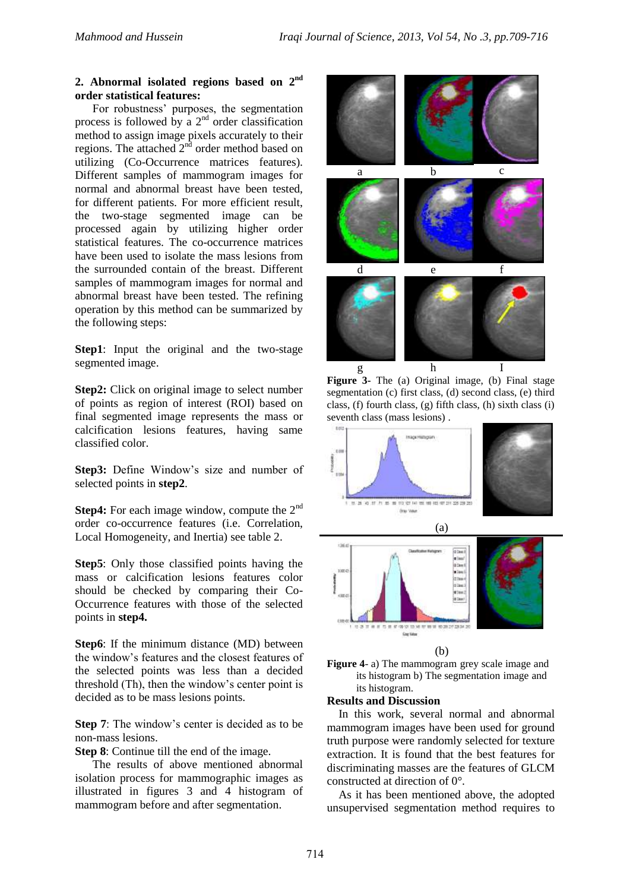**2. Abnormal isolated regions based on 2nd order statistical features:**

For robustness' purposes, the segmentation process is followed by a 2nd order classification method to assign image pixels accurately to their regions. The attached 2nd order method based on utilizing (Co-Occurrence matrices features). Different samples of mammogram images for normal and abnormal breast have been tested, for different patients. For more efficient result, the two-stage segmented image can be processed again by utilizing higher order statistical features. The co-occurrence matrices have been used to isolate the mass lesions from the surrounded contain of the breast. Different samples of mammogram images for normal and abnormal breast have been tested. The refining operation by this method can be summarized by the following steps:

**Step1**: Input the original and the two-stage segmented image.

**Step2:** Click on original image to select number of points as region of interest (ROI) based on final segmented image represents the mass or calcification lesions features, having same classified color.

**Step3:** Define Window's size and number of selected points in **step2**.

**Step4:** For each image window, compute the 2nd order co-occurrence features (i.e. Correlation, Local Homogeneity, and Inertia) see table 2.

**Step5**: Only those classified points having the mass or calcification lesions features color should be checked by comparing their Co-Occurrence features with those of the selected points in **step4.**

**Step6**: If the minimum distance (MD) between the window's features and the closest features of the selected points was less than a decided threshold (Th), then the window's center point is decided as to be mass lesions points.

**Step 7**: The window's center is decided as to be non-mass lesions.

**Step 8**: Continue till the end of the image.

The results of above mentioned abnormal isolation process for mammographic images as illustrated in figures 3 and 4 histogram of mammogram before and after segmentation.

a b c

d e f

g h I

**Figure 3**- The (a) Original image, (b) Final stage segmentation (c) first class, (d) second class, (e) third class, (f) fourth class, (g) fifth class, (h) sixth class (i) seventh class (mass lesions) .

(a)

(b)

**Figure 4**- a) The mammogram grey scale image and its histogram b) The segmentation image and its histogram.

**Results and Discussion**

In this work, several normal and abnormal mammogram images have been used for ground truth purpose were randomly selected for texture extraction. It is found that the best features for discriminating masses are the features of GLCM constructed at direction of 0°.

As it has been mentioned above, the adopted unsupervised segmentation method requires to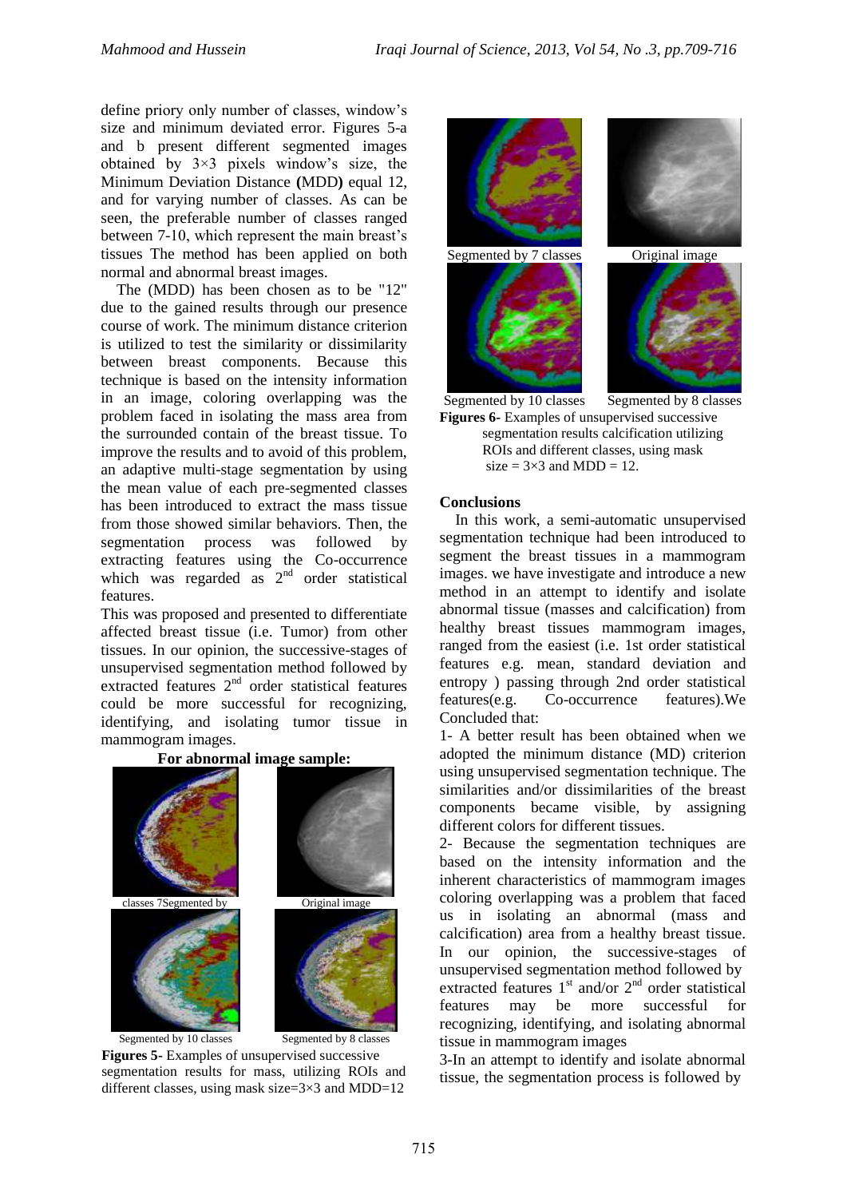define priory only number of classes, window's size and minimum deviated error. Figures 5-a and b present different segmented images obtained by 3×3 pixels window's size, the Minimum Deviation Distance **(**MDD**)** equal 12, and for varying number of classes. As can be seen, the preferable number of classes ranged between 7-10, which represent the main breast's tissues The method has been applied on both normal and abnormal breast images.

The (MDD) has been chosen as to be "12" due to the gained results through our presence course of work. The minimum distance criterion is utilized to test the similarity or dissimilarity between breast components. Because this technique is based on the intensity information in an image, coloring overlapping was the problem faced in isolating the mass area from the surrounded contain of the breast tissue. To improve the results and to avoid of this problem, an adaptive multi-stage segmentation by using the mean value of each pre-segmented classes has been introduced to extract the mass tissue from those showed similar behaviors. Then, the segmentation process was followed by extracting features using the Co-occurrence which was regarded as 2nd order statistical features.

This was proposed and presented to differentiate affected breast tissue (i.e. Tumor) from other tissues. In our opinion, the successive-stages of unsupervised segmentation method followed by extracted features 2nd order statistical features could be more successful for recognizing, identifying, and isolating tumor tissue in mammogram images.

**For abnormal image sample:**

classes 7Segmented by

Original image

Segmented by 10 classes

Segmented by 8 classes

**Figures 5-** Examples of unsupervised successive segmentation results for mass, utilizing ROIs and different classes, using mask size=3×3 and MDD=12

Segmented by 7 classes

Original image

Segmented by 10 classes

Segmented by 8 classes

**Figures 6**- Examples of unsupervised successive segmentation results calcification utilizing ROIs and different classes, using mask size = 3×3 and MDD = 12.

**Conclusions**

In this work, a semi-automatic unsupervised segmentation technique had been introduced to segment the breast tissues in a mammogram images. we have investigate and introduce a new method in an attempt to identify and isolate abnormal tissue (masses and calcification) from healthy breast tissues mammogram images, ranged from the easiest (i.e. 1st order statistical features e.g. mean, standard deviation and entropy ) passing through 2nd order statistical features(e.g. Co-occurrence features).We Concluded that:

1- A better result has been obtained when we adopted the minimum distance (MD) criterion using unsupervised segmentation technique. The similarities and/or dissimilarities of the breast components became visible, by assigning different colors for different tissues.

2- Because the segmentation techniques are based on the intensity information and the inherent characteristics of mammogram images coloring overlapping was a problem that faced us in isolating an abnormal (mass and calcification) area from a healthy breast tissue. In our opinion, the successive-stages of unsupervised segmentation method followed by extracted features 1st and/or 2nd order statistical features may be more successful for recognizing, identifying, and isolating abnormal tissue in mammogram images

3-In an attempt to identify and isolate abnormal tissue, the segmentation process is followed by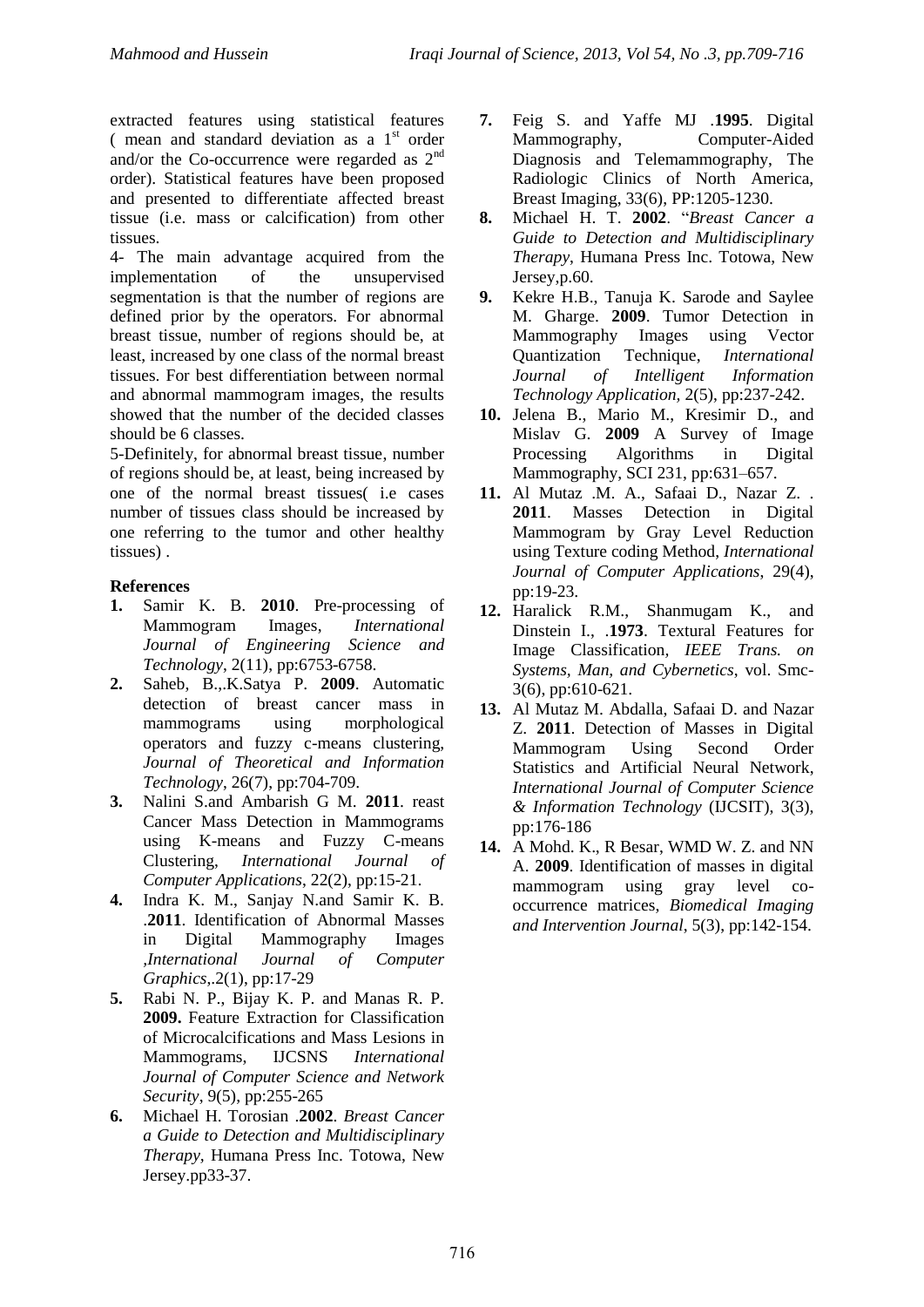extracted features using statistical features ( mean and standard deviation as a 1st order and/or the Co-occurrence were regarded as 2nd order). Statistical features have been proposed and presented to differentiate affected breast tissue (i.e. mass or calcification) from other tissues.

4- The main advantage acquired from the implementation of the unsupervised segmentation is that the number of regions are defined prior by the operators. For abnormal breast tissue, number of regions should be, at least, increased by one class of the normal breast tissues. For best differentiation between normal and abnormal mammogram images, the results showed that the number of the decided classes should be 6 classes.

5-Definitely, for abnormal breast tissue, number of regions should be, at least, being increased by one of the normal breast tissues( i.e cases number of tissues class should be increased by one referring to the tumor and other healthy tissues) .

**References**

1. Samir K. B. **2010**. Pre-processing of Mammogram Images, *International Journal of Engineering Science and Technology*, 2(11), pp:6753-6758.
2. Saheb, B.,.K.Satya P. **2009**. Automatic detection of breast cancer mass in mammograms using morphological operators and fuzzy c-means clustering, *Journal of Theoretical and Information Technology*, 26(7), pp:704-709.
3. Nalini S.and Ambarish G M. **2011**. reast Cancer Mass Detection in Mammograms using K-means and Fuzzy C-means Clustering, *International Journal of Computer Applications*, 22(2), pp:15-21.
4. Indra K. M., Sanjay N.and Samir K. B. .**2011**. Identification of Abnormal Masses in Digital Mammography Images ,*International Journal of Computer Graphics*,.2(1), pp:17-29
5. Rabi N. P., Bijay K. P. and Manas R. P. **2009.** Feature Extraction for Classification of Microcalcifications and Mass Lesions in Mammograms, IJCSNS *International Journal of Computer Science and Network Security*, 9(5), pp:255-265
6. Michael H. Torosian .**2002**. *Breast Cancer a Guide to Detection and Multidisciplinary Therapy*, Humana Press Inc. Totowa, New Jersey.pp33-37.
7. Feig S. and Yaffe MJ .**1995**. Digital Mammography, Computer-Aided Diagnosis and Telemammography, The Radiologic Clinics of North America, Breast Imaging, 33(6), PP:1205-1230.
8. Michael H. T. **2002**. "*Breast Cancer a Guide to Detection and Multidisciplinary Therapy*, Humana Press Inc. Totowa, New Jersey,p.60.
9. Kekre H.B., Tanuja K. Sarode and Saylee M. Gharge. **2009**. Tumor Detection in Mammography Images using Vector Quantization Technique, *International Journal of Intelligent Information Technology Application*, 2(5), pp:237-242.
10. Jelena B., Mario M., Kresimir D., and Mislav G. **2009** A Survey of Image Processing Algorithms in Digital Mammography, SCI 231, pp:631–657.
11. Al Mutaz .M. A., Safaai D., Nazar Z. . **2011**. Masses Detection in Digital Mammogram by Gray Level Reduction using Texture coding Method, *International Journal of Computer Applications*, 29(4), pp:19-23.
12. Haralick R.M., Shanmugam K., and Dinstein I., .**1973**. Textural Features for Image Classification, *IEEE Trans. on Systems, Man, and Cybernetics*, vol. Smc-3(6), pp:610-621.
13. Al Mutaz M. Abdalla, Safaai D. and Nazar Z. **2011**. Detection of Masses in Digital Mammogram Using Second Order Statistics and Artificial Neural Network, *International Journal of Computer Science & Information Technology* (IJCSIT), 3(3), pp:176-186
14. A Mohd. K., R Besar, WMD W. Z. and NN A. **2009**. Identification of masses in digital mammogram using gray level co-occurrence matrices, *Biomedical Imaging and Intervention Journal*, 5(3), pp:142-154.